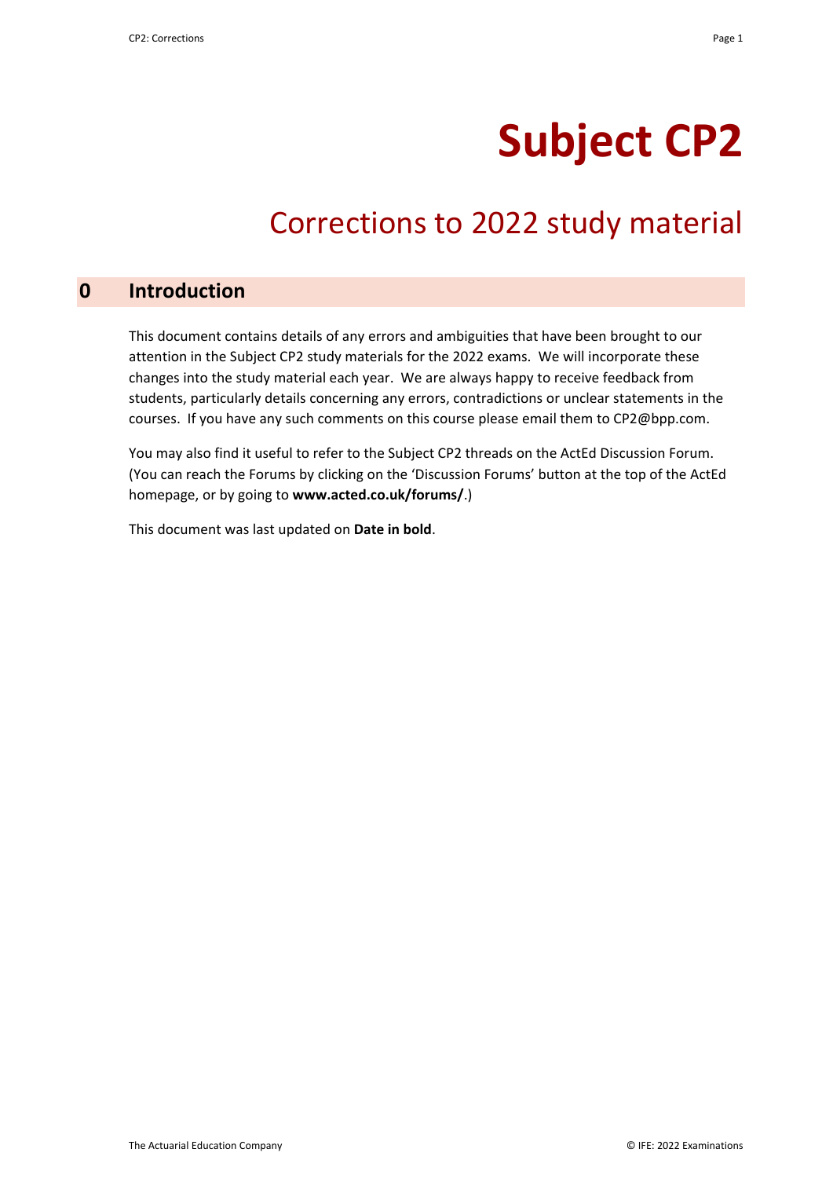# Subject CP2

## Corrections to 2022 study material

## 0 Introduction

This document contains details of any errors and ambiguities that have been brought to our attention in the Subject CP2 study materials for the 2022 exams. We will incorporate these changes into the study material each year. We are always happy to receive feedback from students, particularly details concerning any errors, contradictions or unclear statements in the courses. If you have any such comments on this course please email them to CP2@bpp.com.

You may also find it useful to refer to the Subject CP2 threads on the ActEd Discussion Forum. (You can reach the Forums by clicking on the 'Discussion Forums' button at the top of the ActEd homepage, or by going to **www.acted.co.uk/forums/**.)

This document was last updated on **Date in bold**.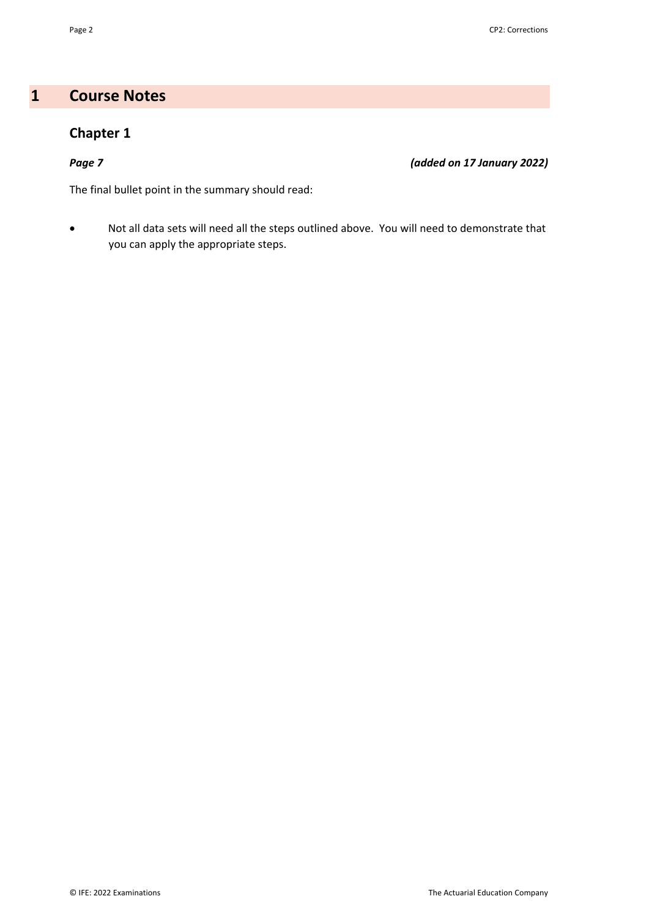# 1 Course Notes

## Chapter 1

***Page 7*** ***(added on 17 January 2022)***

The final bullet point in the summary should read:

- Not all data sets will need all the steps outlined above. You will need to demonstrate that you can apply the appropriate steps.